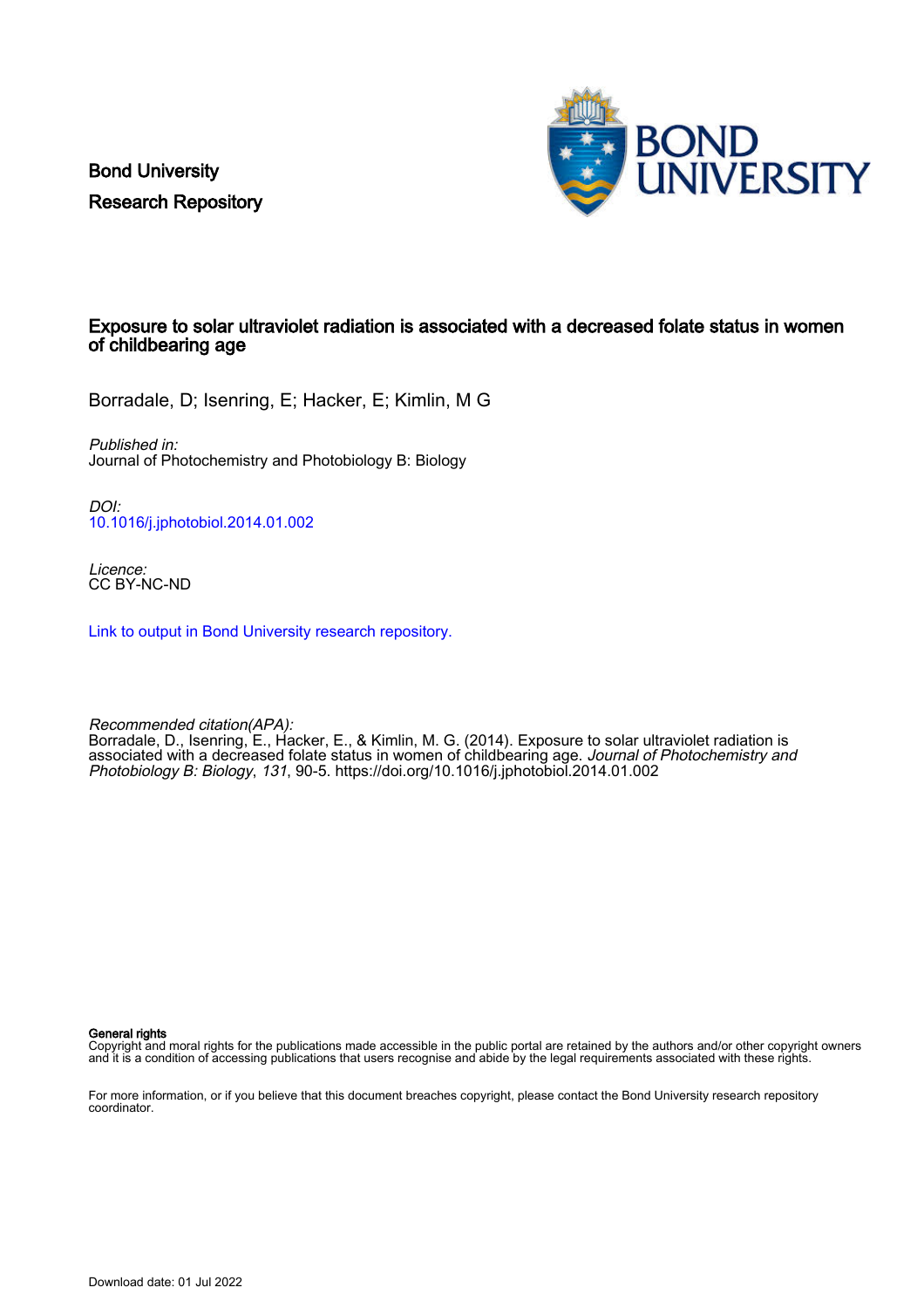Bond University
Research Repository

# Exposure to solar ultraviolet radiation is associated with a decreased folate status in women of childbearing age

Borradale, D; Isenring, E; Hacker, E; Kimlin, M G

*Published in:*
Journal of Photochemistry and Photobiology B: Biology

*DOI:*
10.1016/j.jphotobiol.2014.01.002

*Licence:*
CC BY-NC-ND

Link to output in Bond University research repository.

*Recommended citation(APA):*
Borradale, D., Isenring, E., Hacker, E., & Kimlin, M. G. (2014). Exposure to solar ultraviolet radiation is associated with a decreased folate status in women of childbearing age. *Journal of Photochemistry and Photobiology B: Biology*, *131*, 90-5. https://doi.org/10.1016/j.jphotobiol.2014.01.002

**General rights**
Copyright and moral rights for the publications made accessible in the public portal are retained by the authors and/or other copyright owners and it is a condition of accessing publications that users recognise and abide by the legal requirements associated with these rights.

For more information, or if you believe that this document breaches copyright, please contact the Bond University research repository coordinator.

Download date: 01 Jul 2022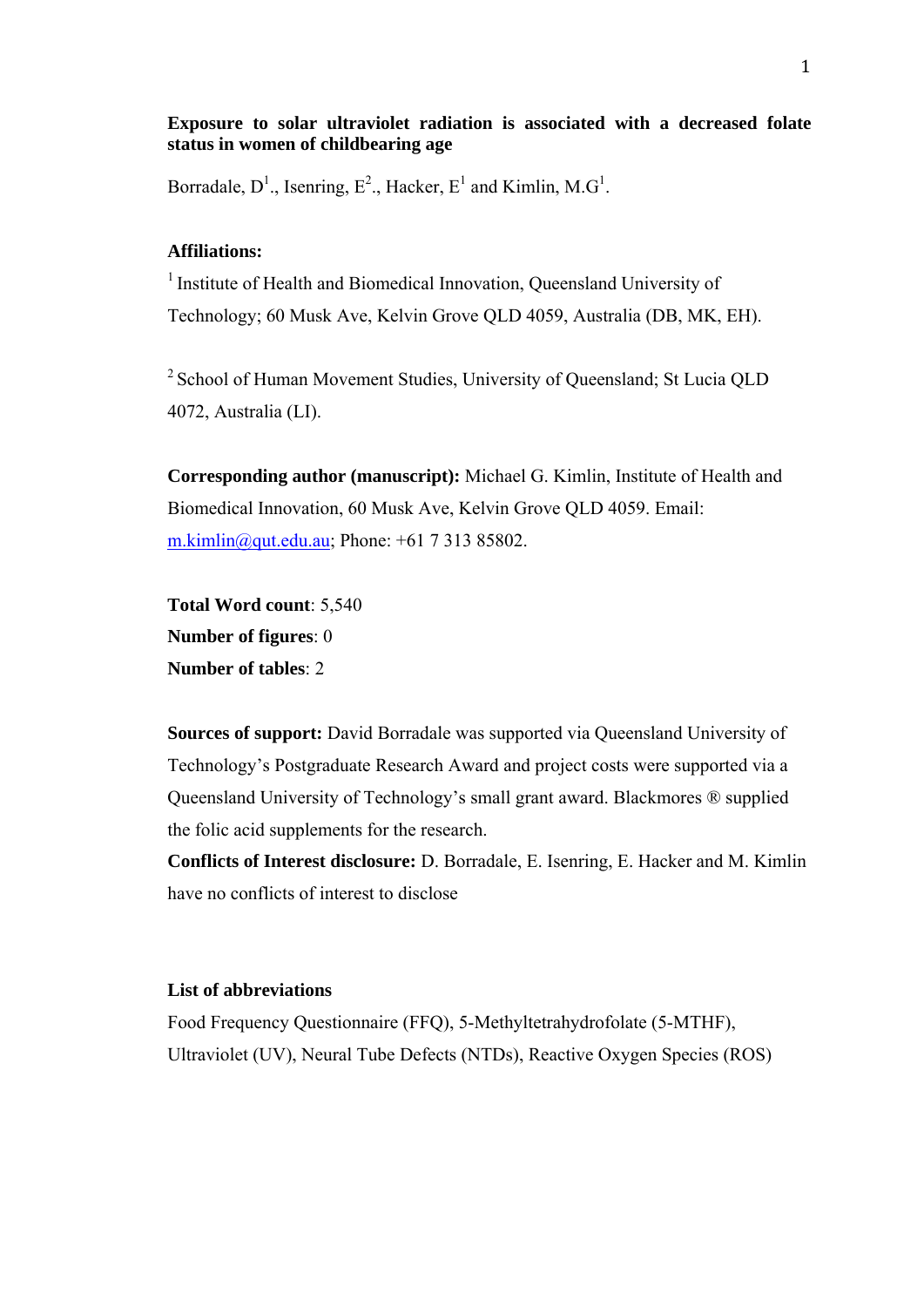**Exposure to solar ultraviolet radiation is associated with a decreased folate status in women of childbearing age**

Borradale, D[1]., Isenring, E[2]., Hacker, E[1] and Kimlin, M.G[1].

**Affiliations:**

[1] Institute of Health and Biomedical Innovation, Queensland University of Technology; 60 Musk Ave, Kelvin Grove QLD 4059, Australia (DB, MK, EH).

[2] School of Human Movement Studies, University of Queensland; St Lucia QLD 4072, Australia (LI).

**Corresponding author (manuscript):** Michael G. Kimlin, Institute of Health and Biomedical Innovation, 60 Musk Ave, Kelvin Grove QLD 4059. Email: m.kimlin@qut.edu.au; Phone: +61 7 313 85802.

**Total Word count**: 5,540
**Number of figures**: 0
**Number of tables**: 2

**Sources of support:** David Borradale was supported via Queensland University of Technology's Postgraduate Research Award and project costs were supported via a Queensland University of Technology's small grant award. Blackmores ® supplied the folic acid supplements for the research.
**Conflicts of Interest disclosure:** D. Borradale, E. Isenring, E. Hacker and M. Kimlin have no conflicts of interest to disclose

**List of abbreviations**

Food Frequency Questionnaire (FFQ), 5-Methyltetrahydrofolate (5-MTHF), Ultraviolet (UV), Neural Tube Defects (NTDs), Reactive Oxygen Species (ROS)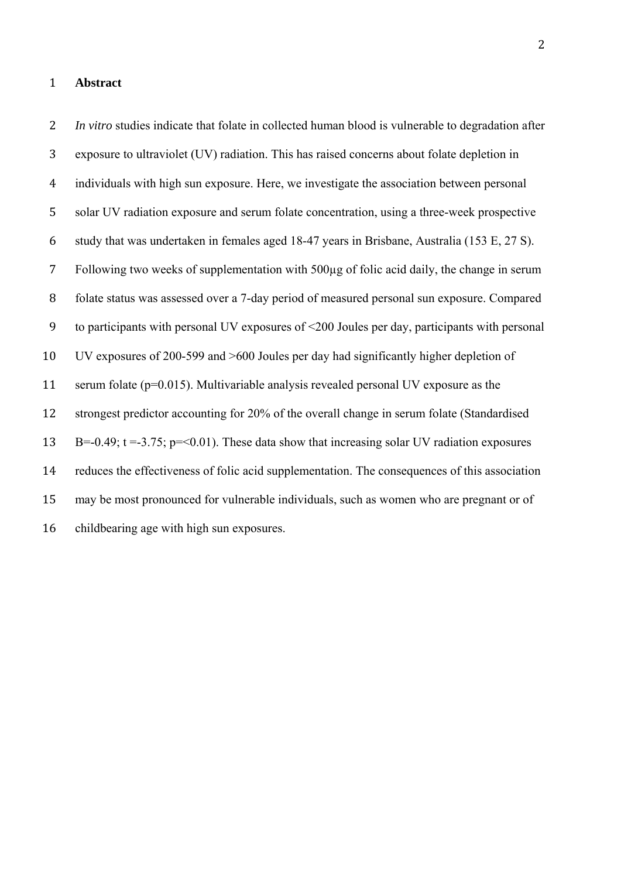# Abstract

*In vitro* studies indicate that folate in collected human blood is vulnerable to degradation after exposure to ultraviolet (UV) radiation. This has raised concerns about folate depletion in individuals with high sun exposure. Here, we investigate the association between personal solar UV radiation exposure and serum folate concentration, using a three-week prospective study that was undertaken in females aged 18-47 years in Brisbane, Australia (153 E, 27 S). Following two weeks of supplementation with 500µg of folic acid daily, the change in serum folate status was assessed over a 7-day period of measured personal sun exposure. Compared to participants with personal UV exposures of <200 Joules per day, participants with personal UV exposures of 200-599 and >600 Joules per day had significantly higher depletion of serum folate (p=0.015). Multivariable analysis revealed personal UV exposure as the strongest predictor accounting for 20% of the overall change in serum folate (Standardised B=-0.49; t =-3.75; p=<0.01). These data show that increasing solar UV radiation exposures reduces the effectiveness of folic acid supplementation. The consequences of this association may be most pronounced for vulnerable individuals, such as women who are pregnant or of childbearing age with high sun exposures.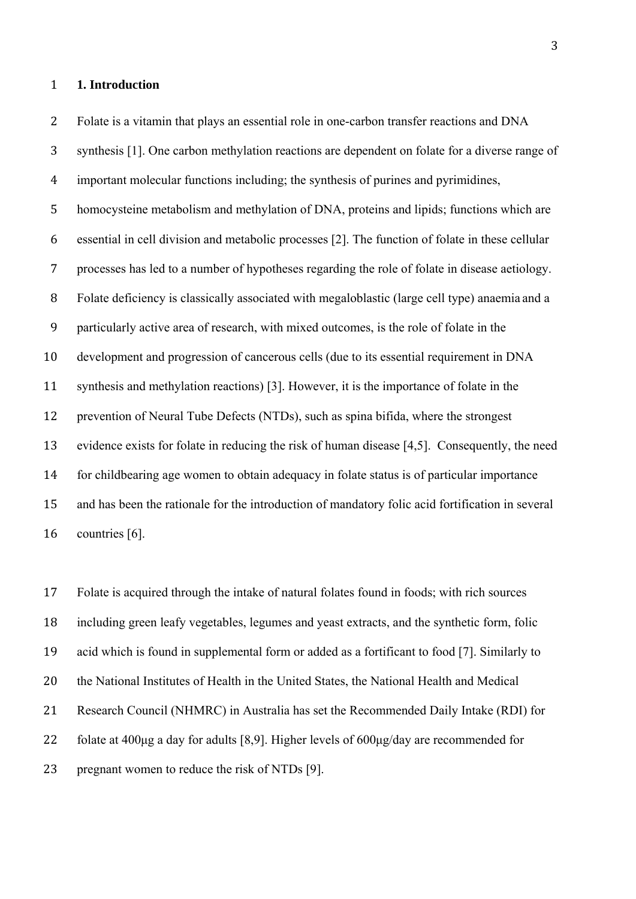## 1. Introduction

Folate is a vitamin that plays an essential role in one-carbon transfer reactions and DNA synthesis [1]. One carbon methylation reactions are dependent on folate for a diverse range of important molecular functions including; the synthesis of purines and pyrimidines, homocysteine metabolism and methylation of DNA, proteins and lipids; functions which are essential in cell division and metabolic processes [2]. The function of folate in these cellular processes has led to a number of hypotheses regarding the role of folate in disease aetiology. Folate deficiency is classically associated with megaloblastic (large cell type) anaemia and a particularly active area of research, with mixed outcomes, is the role of folate in the development and progression of cancerous cells (due to its essential requirement in DNA synthesis and methylation reactions) [3]. However, it is the importance of folate in the prevention of Neural Tube Defects (NTDs), such as spina bifida, where the strongest evidence exists for folate in reducing the risk of human disease [4,5]. Consequently, the need for childbearing age women to obtain adequacy in folate status is of particular importance and has been the rationale for the introduction of mandatory folic acid fortification in several countries [6].

Folate is acquired through the intake of natural folates found in foods; with rich sources including green leafy vegetables, legumes and yeast extracts, and the synthetic form, folic acid which is found in supplemental form or added as a fortificant to food [7]. Similarly to the National Institutes of Health in the United States, the National Health and Medical Research Council (NHMRC) in Australia has set the Recommended Daily Intake (RDI) for folate at 400μg a day for adults [8,9]. Higher levels of 600μg/day are recommended for pregnant women to reduce the risk of NTDs [9].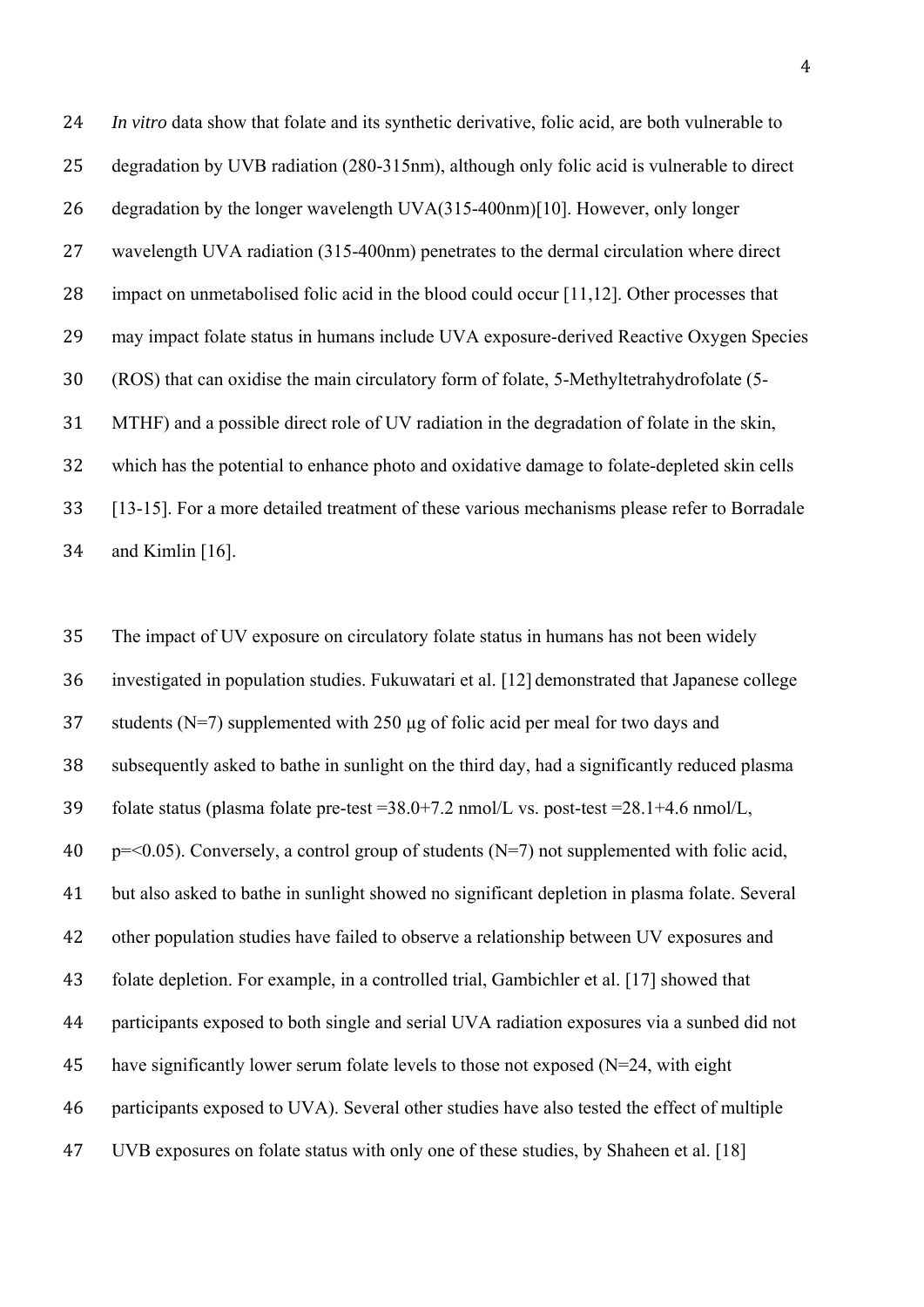*In vitro* data show that folate and its synthetic derivative, folic acid, are both vulnerable to degradation by UVB radiation (280-315nm), although only folic acid is vulnerable to direct degradation by the longer wavelength UVA(315-400nm)[10]. However, only longer wavelength UVA radiation (315-400nm) penetrates to the dermal circulation where direct impact on unmetabolised folic acid in the blood could occur [11,12]. Other processes that may impact folate status in humans include UVA exposure-derived Reactive Oxygen Species (ROS) that can oxidise the main circulatory form of folate, 5-Methyltetrahydrofolate (5-MTHF) and a possible direct role of UV radiation in the degradation of folate in the skin, which has the potential to enhance photo and oxidative damage to folate-depleted skin cells [13-15]. For a more detailed treatment of these various mechanisms please refer to Borradale and Kimlin [16].

The impact of UV exposure on circulatory folate status in humans has not been widely investigated in population studies. Fukuwatari et al. [12] demonstrated that Japanese college students (N=7) supplemented with 250 µg of folic acid per meal for two days and subsequently asked to bathe in sunlight on the third day, had a significantly reduced plasma folate status (plasma folate pre-test =38.0+7.2 nmol/L vs. post-test =28.1+4.6 nmol/L, $p=<0.05$). Conversely, a control group of students (N=7) not supplemented with folic acid, but also asked to bathe in sunlight showed no significant depletion in plasma folate. Several other population studies have failed to observe a relationship between UV exposures and folate depletion. For example, in a controlled trial, Gambichler et al. [17] showed that participants exposed to both single and serial UVA radiation exposures via a sunbed did not have significantly lower serum folate levels to those not exposed (N=24, with eight participants exposed to UVA). Several other studies have also tested the effect of multiple UVB exposures on folate status with only one of these studies, by Shaheen et al. [18]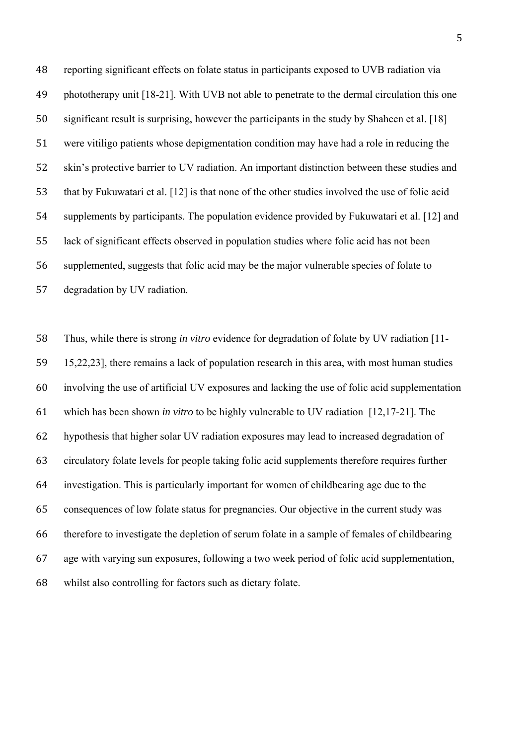reporting significant effects on folate status in participants exposed to UVB radiation via phototherapy unit [18-21]. With UVB not able to penetrate to the dermal circulation this one significant result is surprising, however the participants in the study by Shaheen et al. [18] were vitiligo patients whose depigmentation condition may have had a role in reducing the skin's protective barrier to UV radiation. An important distinction between these studies and that by Fukuwatari et al. [12] is that none of the other studies involved the use of folic acid supplements by participants. The population evidence provided by Fukuwatari et al. [12] and lack of significant effects observed in population studies where folic acid has not been supplemented, suggests that folic acid may be the major vulnerable species of folate to degradation by UV radiation.

Thus, while there is strong *in vitro* evidence for degradation of folate by UV radiation [11-15,22,23], there remains a lack of population research in this area, with most human studies involving the use of artificial UV exposures and lacking the use of folic acid supplementation which has been shown *in vitro* to be highly vulnerable to UV radiation [12,17-21]. The hypothesis that higher solar UV radiation exposures may lead to increased degradation of circulatory folate levels for people taking folic acid supplements therefore requires further investigation. This is particularly important for women of childbearing age due to the consequences of low folate status for pregnancies. Our objective in the current study was therefore to investigate the depletion of serum folate in a sample of females of childbearing age with varying sun exposures, following a two week period of folic acid supplementation, whilst also controlling for factors such as dietary folate.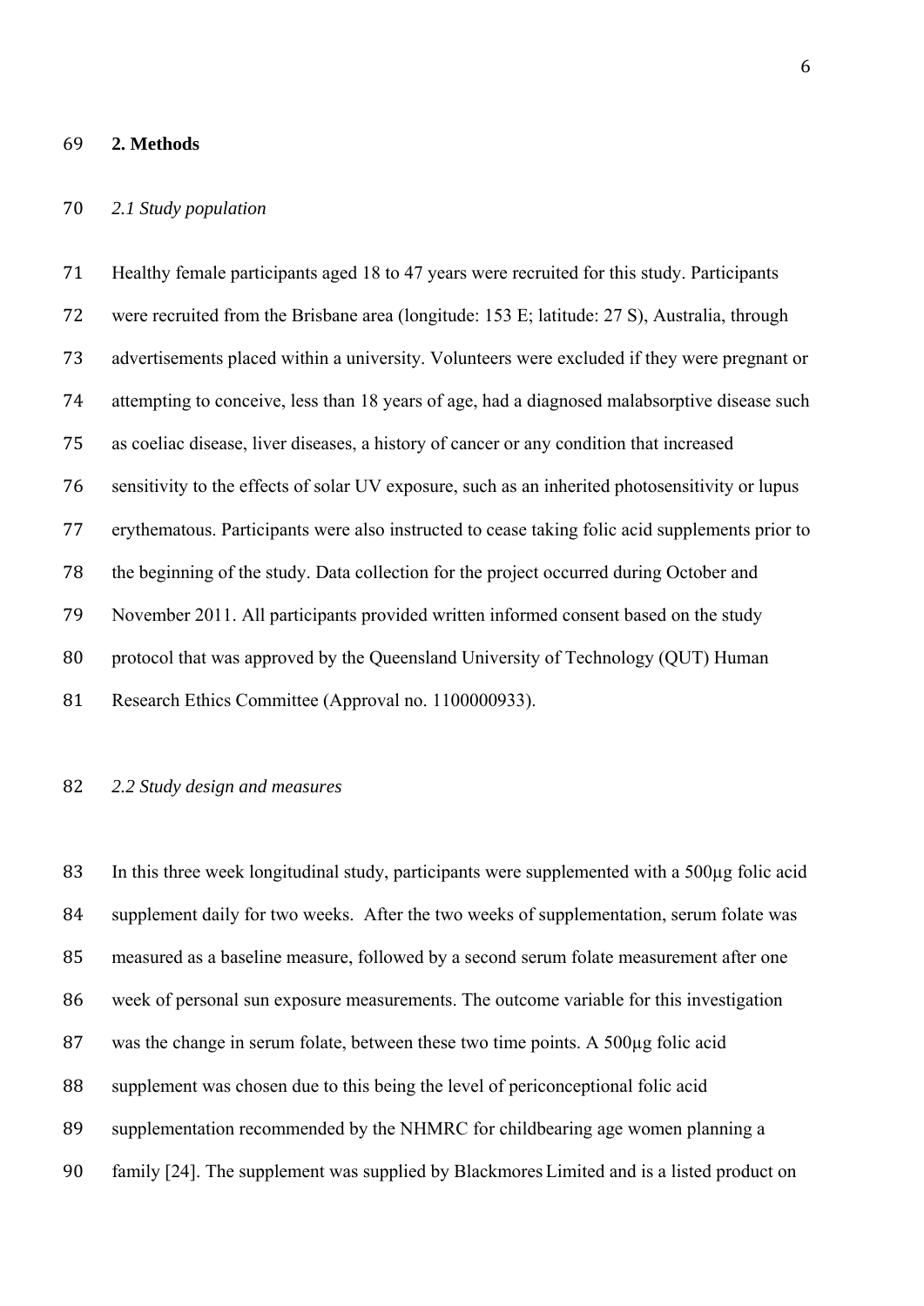## 2. Methods

### *2.1 Study population*

Healthy female participants aged 18 to 47 years were recruited for this study. Participants were recruited from the Brisbane area (longitude: 153 E; latitude: 27 S), Australia, through advertisements placed within a university. Volunteers were excluded if they were pregnant or attempting to conceive, less than 18 years of age, had a diagnosed malabsorptive disease such as coeliac disease, liver diseases, a history of cancer or any condition that increased sensitivity to the effects of solar UV exposure, such as an inherited photosensitivity or lupus erythematous. Participants were also instructed to cease taking folic acid supplements prior to the beginning of the study. Data collection for the project occurred during October and November 2011. All participants provided written informed consent based on the study protocol that was approved by the Queensland University of Technology (QUT) Human Research Ethics Committee (Approval no. 1100000933).

### *2.2 Study design and measures*

In this three week longitudinal study, participants were supplemented with a 500µg folic acid supplement daily for two weeks. After the two weeks of supplementation, serum folate was measured as a baseline measure, followed by a second serum folate measurement after one week of personal sun exposure measurements. The outcome variable for this investigation was the change in serum folate, between these two time points. A 500µg folic acid supplement was chosen due to this being the level of periconceptional folic acid supplementation recommended by the NHMRC for childbearing age women planning a family [24]. The supplement was supplied by Blackmores Limited and is a listed product on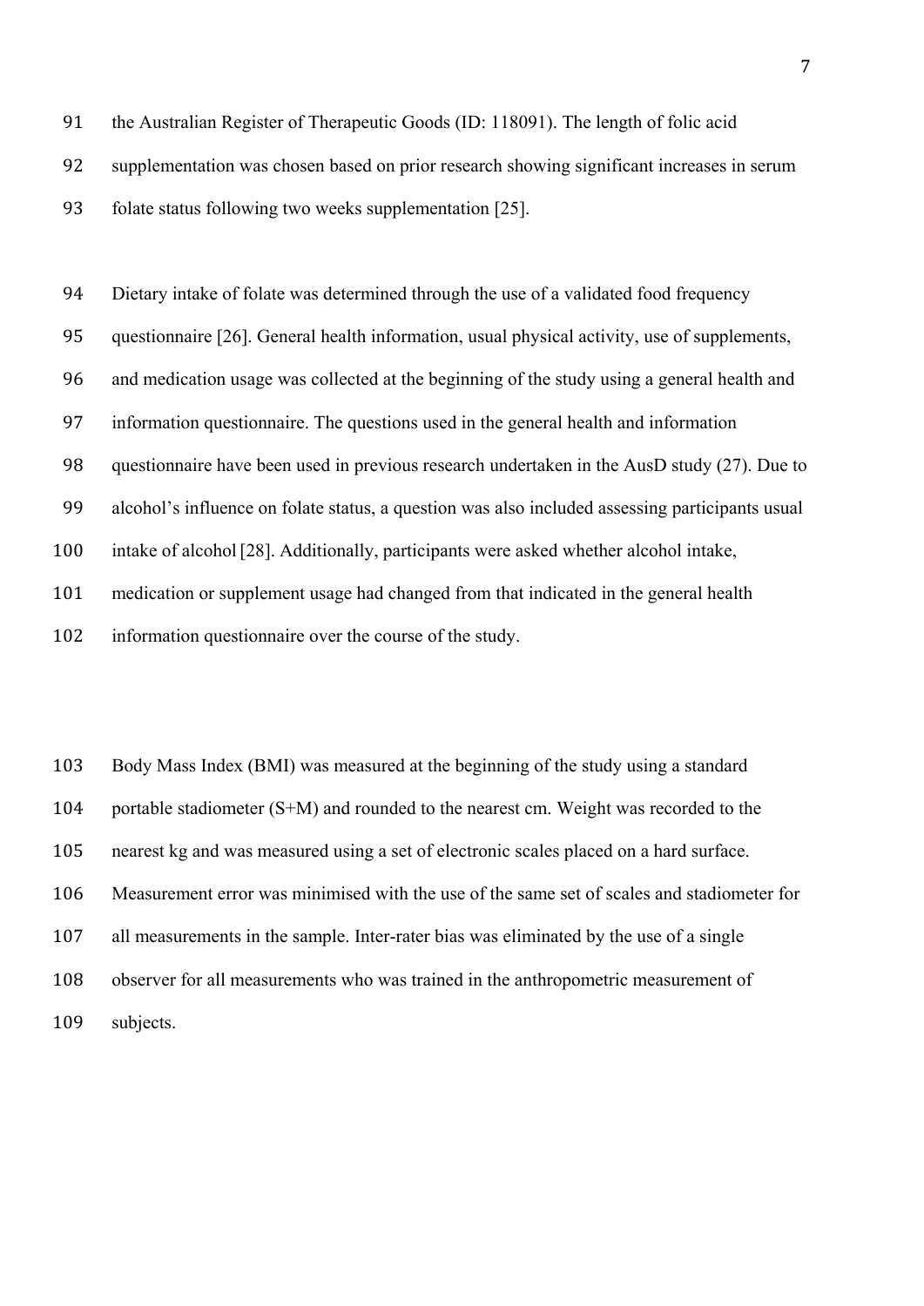the Australian Register of Therapeutic Goods (ID: 118091). The length of folic acid supplementation was chosen based on prior research showing significant increases in serum folate status following two weeks supplementation [25].

Dietary intake of folate was determined through the use of a validated food frequency questionnaire [26]. General health information, usual physical activity, use of supplements, and medication usage was collected at the beginning of the study using a general health and information questionnaire. The questions used in the general health and information questionnaire have been used in previous research undertaken in the AusD study (27). Due to alcohol's influence on folate status, a question was also included assessing participants usual intake of alcohol [28]. Additionally, participants were asked whether alcohol intake, medication or supplement usage had changed from that indicated in the general health information questionnaire over the course of the study.

Body Mass Index (BMI) was measured at the beginning of the study using a standard portable stadiometer (S+M) and rounded to the nearest cm. Weight was recorded to the nearest kg and was measured using a set of electronic scales placed on a hard surface. Measurement error was minimised with the use of the same set of scales and stadiometer for all measurements in the sample. Inter-rater bias was eliminated by the use of a single observer for all measurements who was trained in the anthropometric measurement of subjects.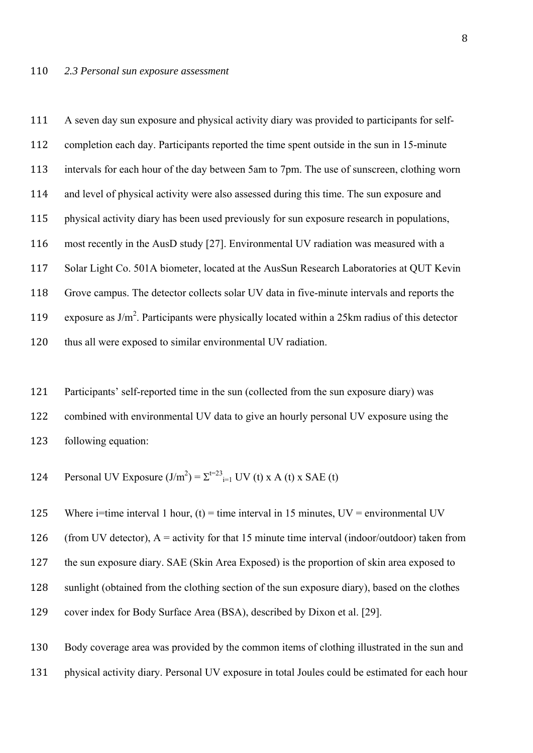### *2.3 Personal sun exposure assessment*

A seven day sun exposure and physical activity diary was provided to participants for self-completion each day. Participants reported the time spent outside in the sun in 15-minute intervals for each hour of the day between 5am to 7pm. The use of sunscreen, clothing worn and level of physical activity were also assessed during this time. The sun exposure and physical activity diary has been used previously for sun exposure research in populations, most recently in the AusD study [27]. Environmental UV radiation was measured with a Solar Light Co. 501A biometer, located at the AusSun Research Laboratories at QUT Kevin Grove campus. The detector collects solar UV data in five-minute intervals and reports the exposure as $J/m^2$. Participants were physically located within a 25km radius of this detector thus all were exposed to similar environmental UV radiation.

Participants' self-reported time in the sun (collected from the sun exposure diary) was combined with environmental UV data to give an hourly personal UV exposure using the following equation:

$$\text{Personal UV Exposure } (J/m^2) = \Sigma^{t=23}_{i=1} \text{ UV (t) x A (t) x SAE (t)}$$

Where i=time interval 1 hour, (t) = time interval in 15 minutes, UV = environmental UV (from UV detector), A = activity for that 15 minute time interval (indoor/outdoor) taken from the sun exposure diary. SAE (Skin Area Exposed) is the proportion of skin area exposed to sunlight (obtained from the clothing section of the sun exposure diary), based on the clothes cover index for Body Surface Area (BSA), described by Dixon et al. [29].

Body coverage area was provided by the common items of clothing illustrated in the sun and physical activity diary. Personal UV exposure in total Joules could be estimated for each hour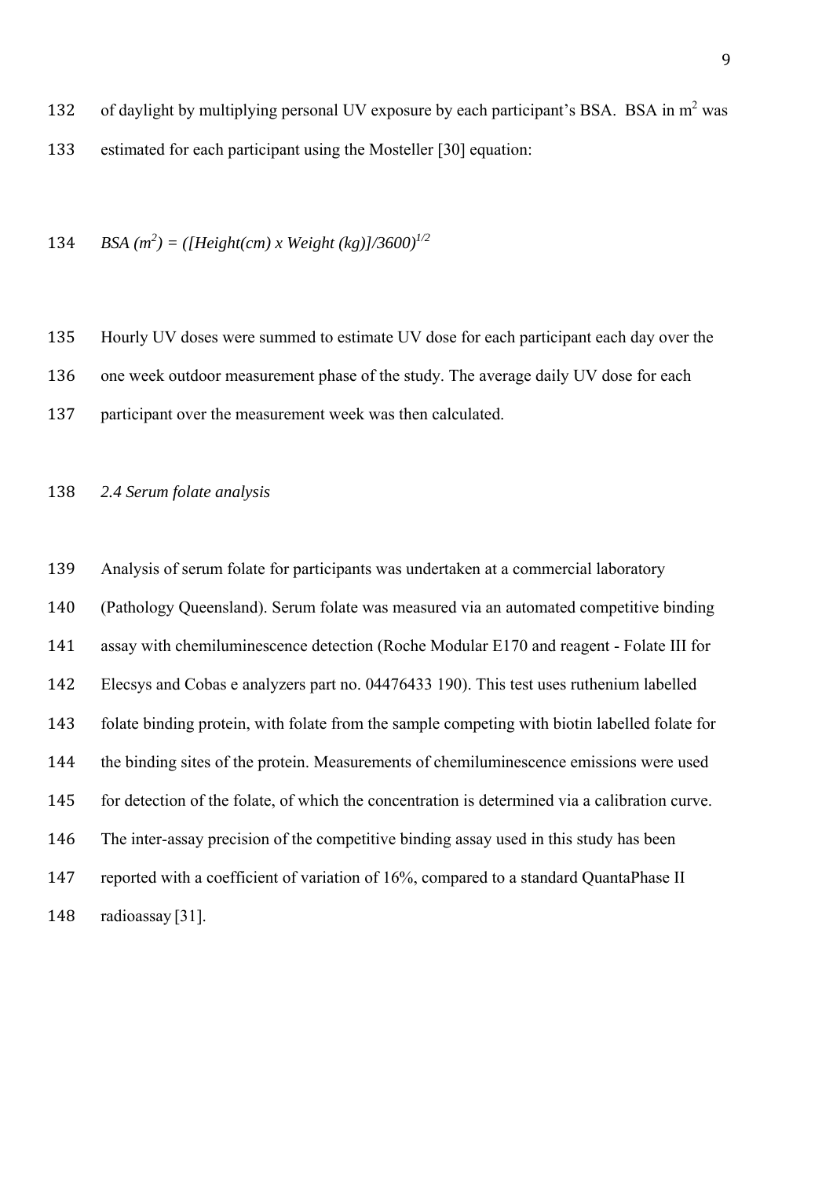of daylight by multiplying personal UV exposure by each participant's BSA. BSA in $m^2$ was estimated for each participant using the Mosteller [30] equation:

$$BSA\ (m^2) = ([Height(cm) \times Weight\ (kg)]/3600)^{1/2}$$

Hourly UV doses were summed to estimate UV dose for each participant each day over the one week outdoor measurement phase of the study. The average daily UV dose for each participant over the measurement week was then calculated.

### *2.4 Serum folate analysis*

Analysis of serum folate for participants was undertaken at a commercial laboratory (Pathology Queensland). Serum folate was measured via an automated competitive binding assay with chemiluminescence detection (Roche Modular E170 and reagent - Folate III for Elecsys and Cobas e analyzers part no. 04476433 190). This test uses ruthenium labelled folate binding protein, with folate from the sample competing with biotin labelled folate for the binding sites of the protein. Measurements of chemiluminescence emissions were used for detection of the folate, of which the concentration is determined via a calibration curve. The inter-assay precision of the competitive binding assay used in this study has been reported with a coefficient of variation of 16%, compared to a standard QuantaPhase II radioassay [31].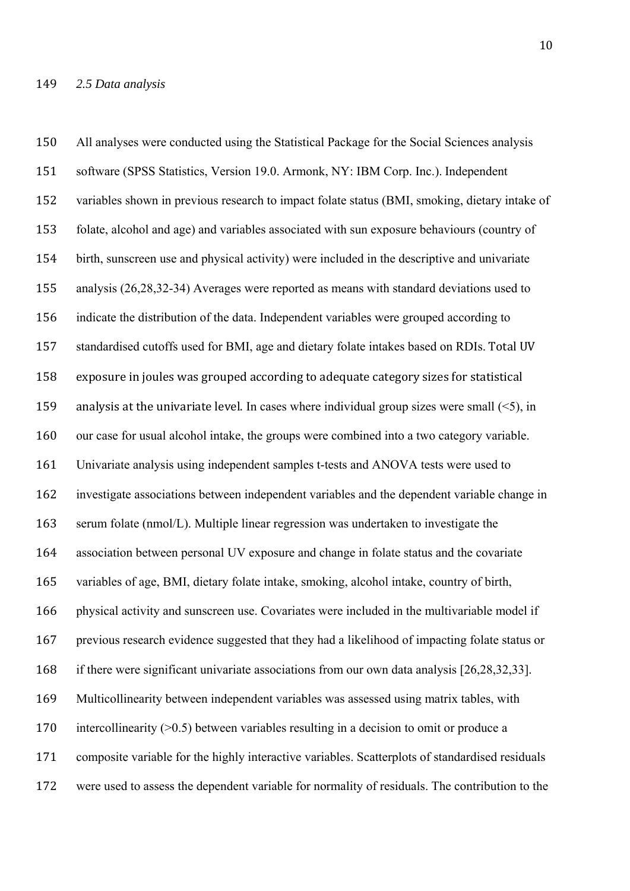*2.5 Data analysis*

All analyses were conducted using the Statistical Package for the Social Sciences analysis software (SPSS Statistics, Version 19.0. Armonk, NY: IBM Corp. Inc.). Independent variables shown in previous research to impact folate status (BMI, smoking, dietary intake of folate, alcohol and age) and variables associated with sun exposure behaviours (country of birth, sunscreen use and physical activity) were included in the descriptive and univariate analysis (26,28,32-34) Averages were reported as means with standard deviations used to indicate the distribution of the data. Independent variables were grouped according to standardised cutoffs used for BMI, age and dietary folate intakes based on RDIs. Total UV exposure in joules was grouped according to adequate category sizes for statistical analysis at the univariate level. In cases where individual group sizes were small (<5), in our case for usual alcohol intake, the groups were combined into a two category variable. Univariate analysis using independent samples t-tests and ANOVA tests were used to investigate associations between independent variables and the dependent variable change in serum folate (nmol/L). Multiple linear regression was undertaken to investigate the association between personal UV exposure and change in folate status and the covariate variables of age, BMI, dietary folate intake, smoking, alcohol intake, country of birth, physical activity and sunscreen use. Covariates were included in the multivariable model if previous research evidence suggested that they had a likelihood of impacting folate status or if there were significant univariate associations from our own data analysis [26,28,32,33]. Multicollinearity between independent variables was assessed using matrix tables, with intercollinearity (>0.5) between variables resulting in a decision to omit or produce a composite variable for the highly interactive variables. Scatterplots of standardised residuals were used to assess the dependent variable for normality of residuals. The contribution to the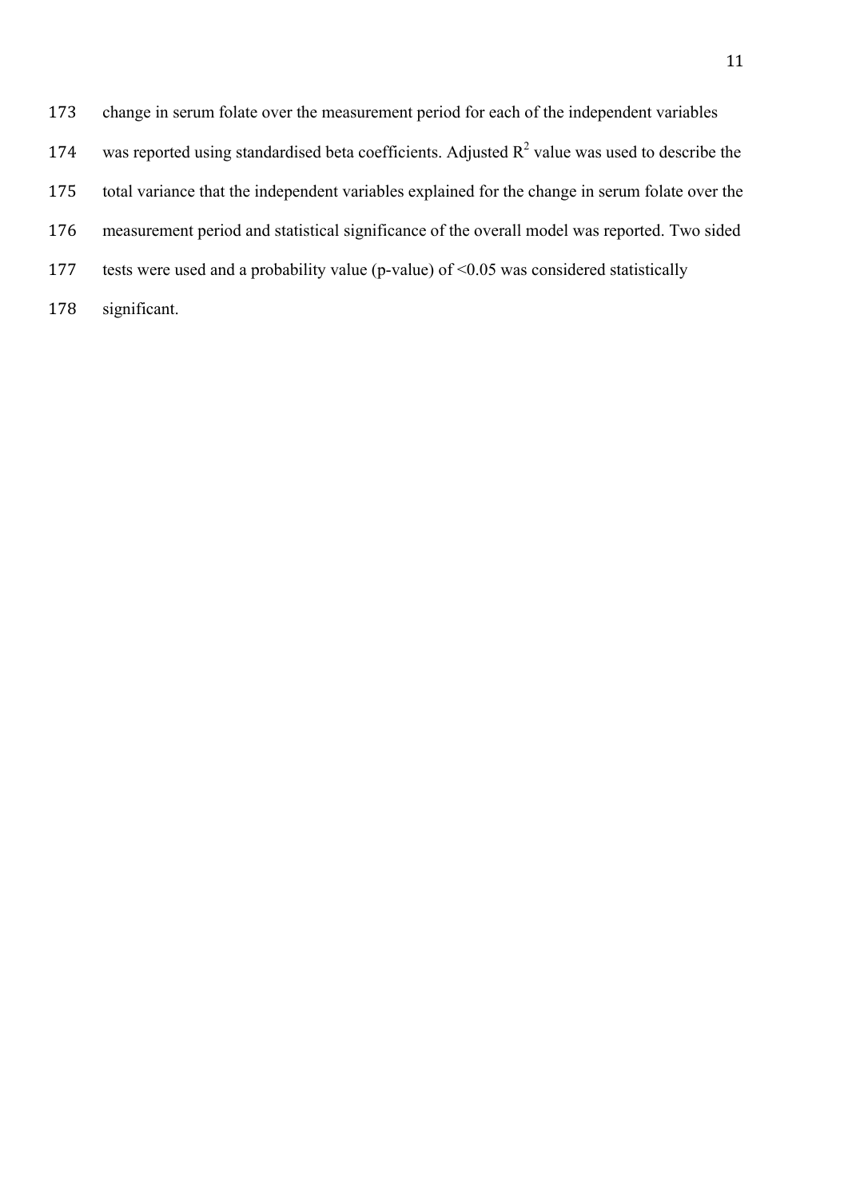change in serum folate over the measurement period for each of the independent variables was reported using standardised beta coefficients. Adjusted $R^2$ value was used to describe the total variance that the independent variables explained for the change in serum folate over the measurement period and statistical significance of the overall model was reported. Two sided tests were used and a probability value (p-value) of $<0.05$ was considered statistically significant.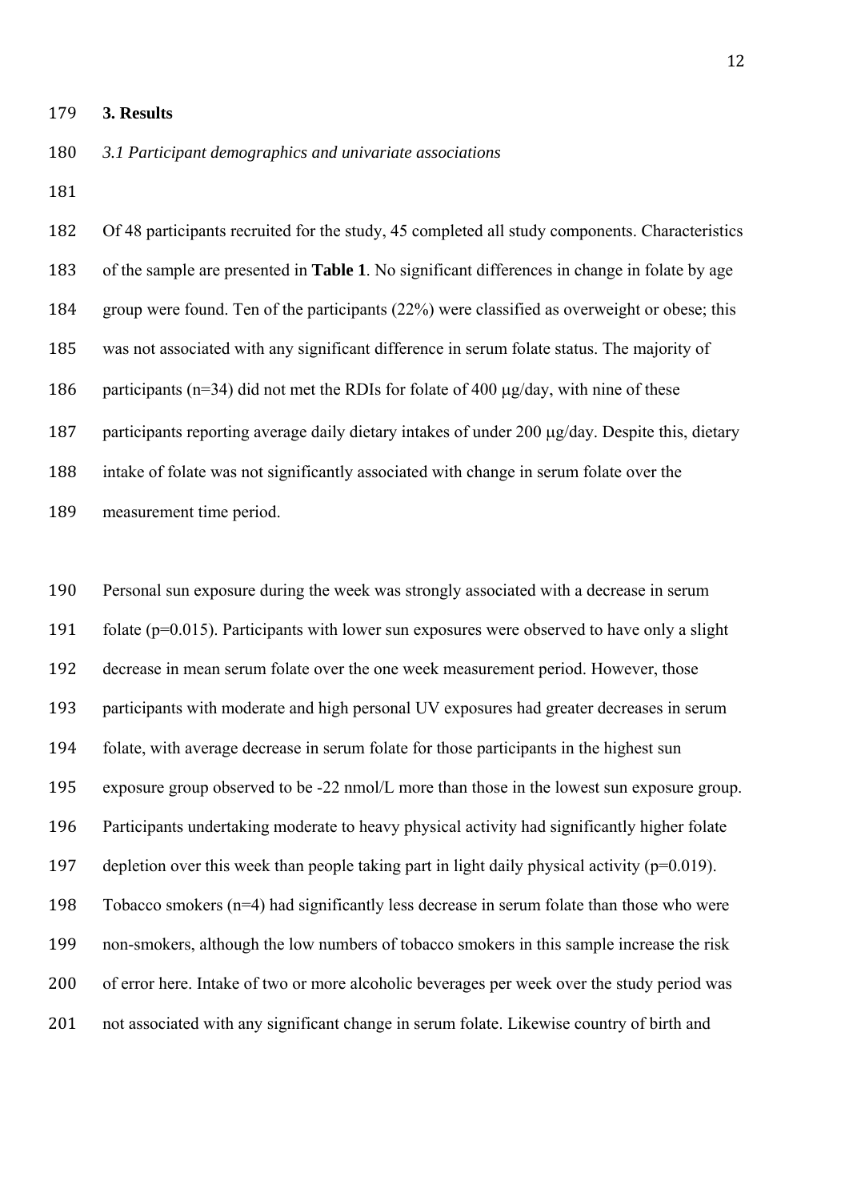## 3. Results

### *3.1 Participant demographics and univariate associations*

Of 48 participants recruited for the study, 45 completed all study components. Characteristics of the sample are presented in **Table 1**. No significant differences in change in folate by age group were found. Ten of the participants (22%) were classified as overweight or obese; this was not associated with any significant difference in serum folate status. The majority of participants (n=34) did not met the RDIs for folate of 400 μg/day, with nine of these participants reporting average daily dietary intakes of under 200 μg/day. Despite this, dietary intake of folate was not significantly associated with change in serum folate over the measurement time period.

Personal sun exposure during the week was strongly associated with a decrease in serum folate (p=0.015). Participants with lower sun exposures were observed to have only a slight decrease in mean serum folate over the one week measurement period. However, those participants with moderate and high personal UV exposures had greater decreases in serum folate, with average decrease in serum folate for those participants in the highest sun exposure group observed to be -22 nmol/L more than those in the lowest sun exposure group. Participants undertaking moderate to heavy physical activity had significantly higher folate depletion over this week than people taking part in light daily physical activity (p=0.019). Tobacco smokers (n=4) had significantly less decrease in serum folate than those who were non-smokers, although the low numbers of tobacco smokers in this sample increase the risk of error here. Intake of two or more alcoholic beverages per week over the study period was not associated with any significant change in serum folate. Likewise country of birth and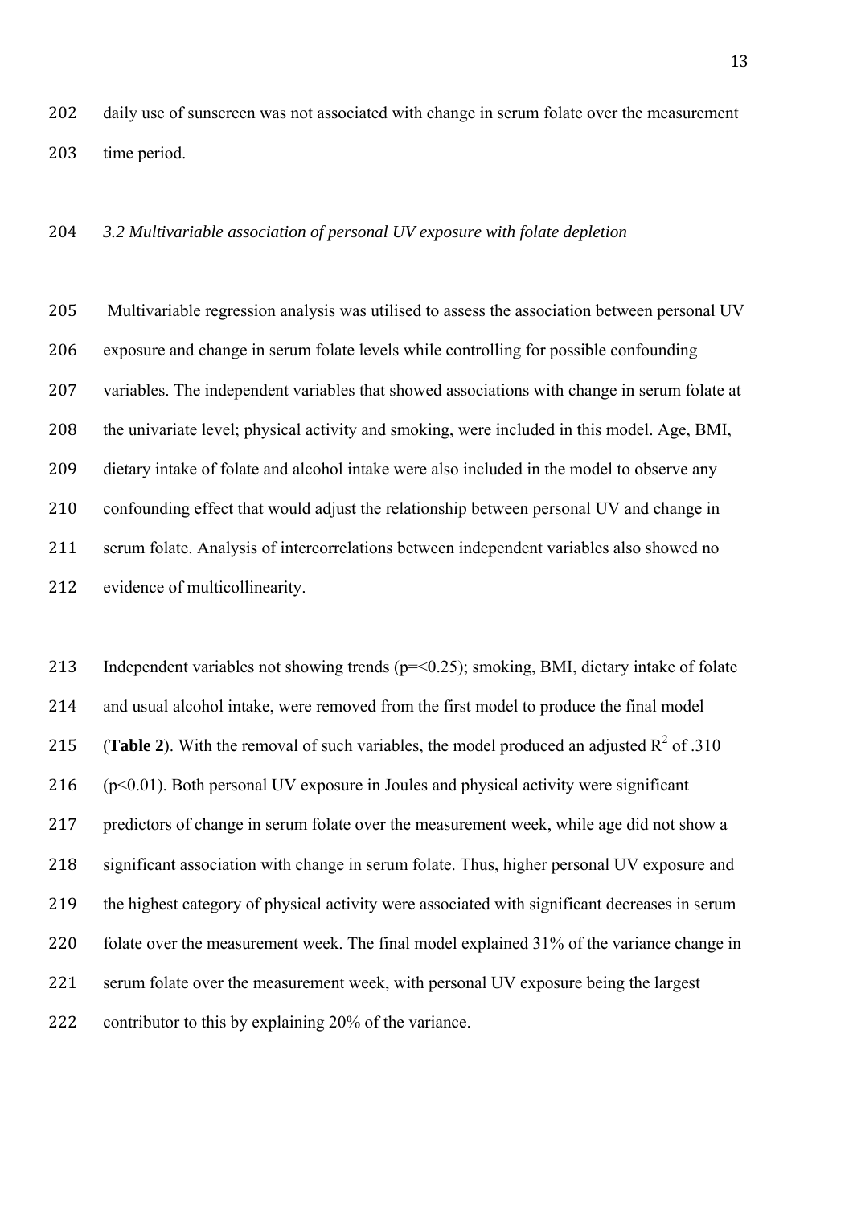daily use of sunscreen was not associated with change in serum folate over the measurement time period.

### *3.2 Multivariable association of personal UV exposure with folate depletion*

Multivariable regression analysis was utilised to assess the association between personal UV exposure and change in serum folate levels while controlling for possible confounding variables. The independent variables that showed associations with change in serum folate at the univariate level; physical activity and smoking, were included in this model. Age, BMI, dietary intake of folate and alcohol intake were also included in the model to observe any confounding effect that would adjust the relationship between personal UV and change in serum folate. Analysis of intercorrelations between independent variables also showed no evidence of multicollinearity.

Independent variables not showing trends ($p=<0.25$); smoking, BMI, dietary intake of folate and usual alcohol intake, were removed from the first model to produce the final model (**Table 2**). With the removal of such variables, the model produced an adjusted $R^2$ of .310 ($p<0.01$). Both personal UV exposure in Joules and physical activity were significant predictors of change in serum folate over the measurement week, while age did not show a significant association with change in serum folate. Thus, higher personal UV exposure and the highest category of physical activity were associated with significant decreases in serum folate over the measurement week. The final model explained 31% of the variance change in serum folate over the measurement week, with personal UV exposure being the largest contributor to this by explaining 20% of the variance.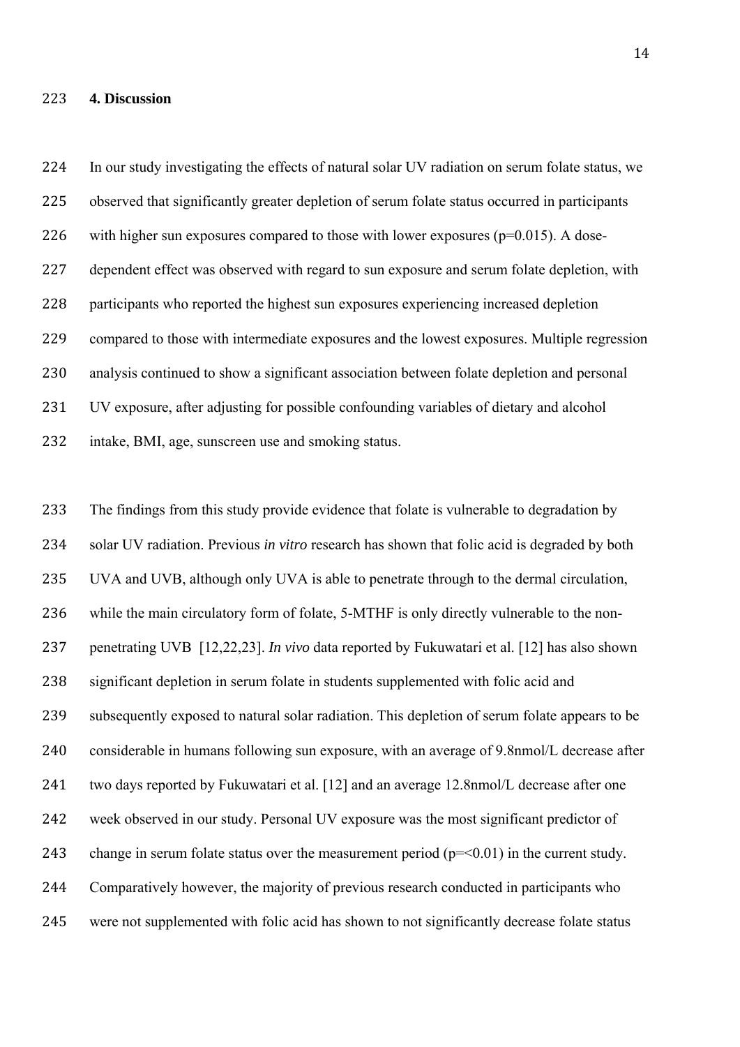## 4. Discussion

In our study investigating the effects of natural solar UV radiation on serum folate status, we observed that significantly greater depletion of serum folate status occurred in participants with higher sun exposures compared to those with lower exposures ($p=0.015$). A dose-dependent effect was observed with regard to sun exposure and serum folate depletion, with participants who reported the highest sun exposures experiencing increased depletion compared to those with intermediate exposures and the lowest exposures. Multiple regression analysis continued to show a significant association between folate depletion and personal UV exposure, after adjusting for possible confounding variables of dietary and alcohol intake, BMI, age, sunscreen use and smoking status.

The findings from this study provide evidence that folate is vulnerable to degradation by solar UV radiation. Previous *in vitro* research has shown that folic acid is degraded by both UVA and UVB, although only UVA is able to penetrate through to the dermal circulation, while the main circulatory form of folate, 5-MTHF is only directly vulnerable to the non-penetrating UVB [12,22,23]. *In vivo* data reported by Fukuwatari et al. [12] has also shown significant depletion in serum folate in students supplemented with folic acid and subsequently exposed to natural solar radiation. This depletion of serum folate appears to be considerable in humans following sun exposure, with an average of 9.8nmol/L decrease after two days reported by Fukuwatari et al. [12] and an average 12.8nmol/L decrease after one week observed in our study. Personal UV exposure was the most significant predictor of change in serum folate status over the measurement period ($p=<0.01$) in the current study. Comparatively however, the majority of previous research conducted in participants who were not supplemented with folic acid has shown to not significantly decrease folate status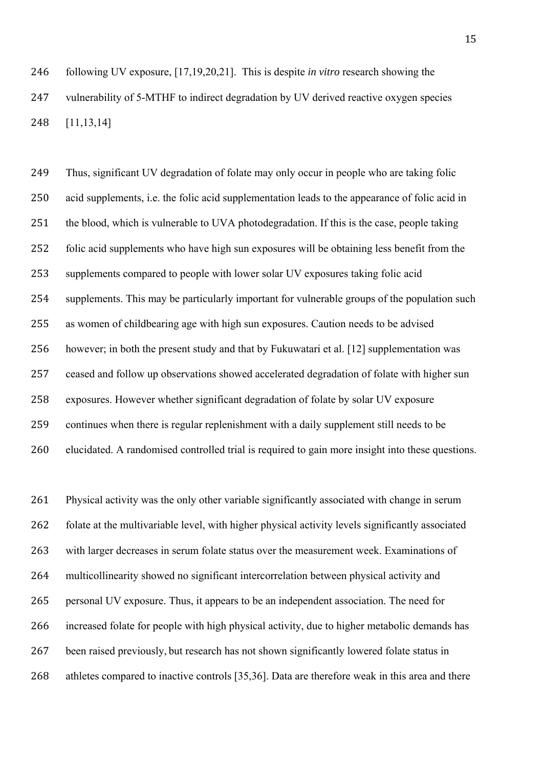following UV exposure, [17,19,20,21]. This is despite *in vitro* research showing the vulnerability of 5-MTHF to indirect degradation by UV derived reactive oxygen species [11,13,14]

Thus, significant UV degradation of folate may only occur in people who are taking folic acid supplements, i.e. the folic acid supplementation leads to the appearance of folic acid in the blood, which is vulnerable to UVA photodegradation. If this is the case, people taking folic acid supplements who have high sun exposures will be obtaining less benefit from the supplements compared to people with lower solar UV exposures taking folic acid supplements. This may be particularly important for vulnerable groups of the population such as women of childbearing age with high sun exposures. Caution needs to be advised however; in both the present study and that by Fukuwatari et al. [12] supplementation was ceased and follow up observations showed accelerated degradation of folate with higher sun exposures. However whether significant degradation of folate by solar UV exposure continues when there is regular replenishment with a daily supplement still needs to be elucidated. A randomised controlled trial is required to gain more insight into these questions.

Physical activity was the only other variable significantly associated with change in serum folate at the multivariable level, with higher physical activity levels significantly associated with larger decreases in serum folate status over the measurement week. Examinations of multicollinearity showed no significant intercorrelation between physical activity and personal UV exposure. Thus, it appears to be an independent association. The need for increased folate for people with high physical activity, due to higher metabolic demands has been raised previously, but research has not shown significantly lowered folate status in athletes compared to inactive controls [35,36]. Data are therefore weak in this area and there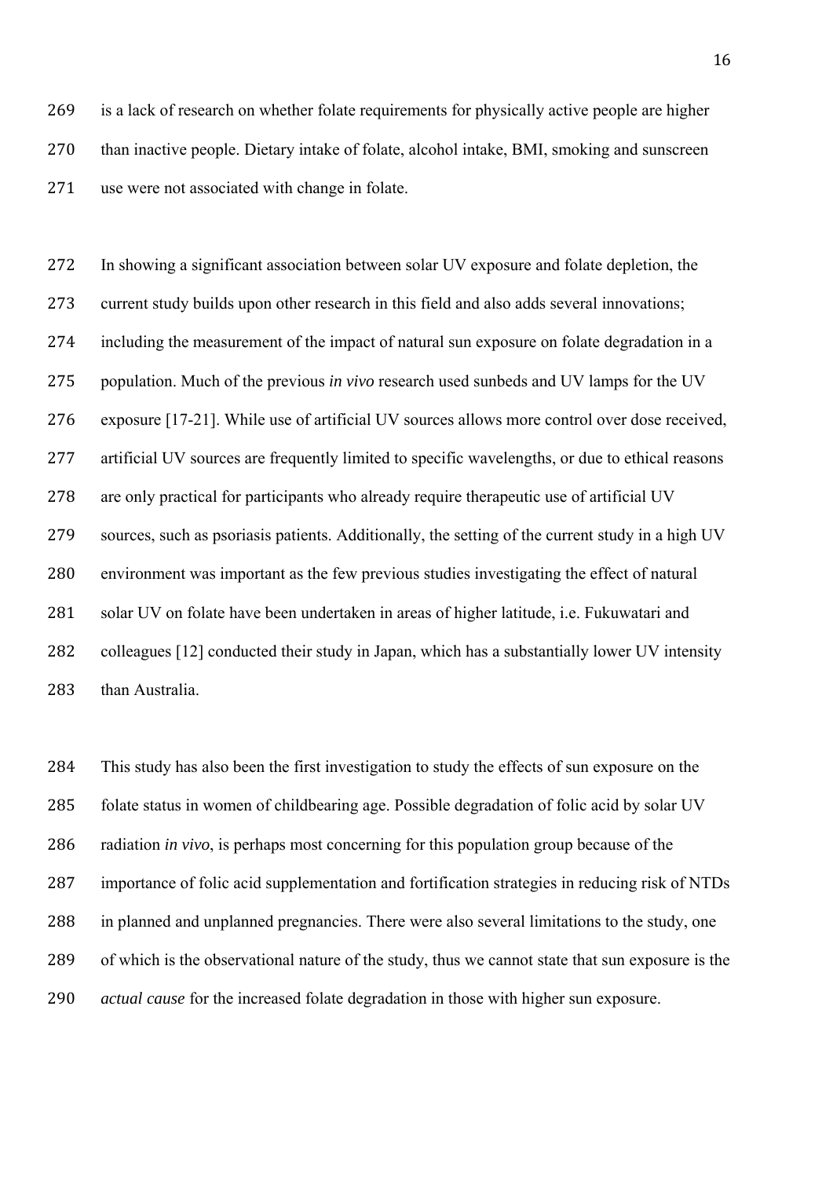is a lack of research on whether folate requirements for physically active people are higher than inactive people. Dietary intake of folate, alcohol intake, BMI, smoking and sunscreen use were not associated with change in folate.

In showing a significant association between solar UV exposure and folate depletion, the current study builds upon other research in this field and also adds several innovations; including the measurement of the impact of natural sun exposure on folate degradation in a population. Much of the previous *in vivo* research used sunbeds and UV lamps for the UV exposure [17-21]. While use of artificial UV sources allows more control over dose received, artificial UV sources are frequently limited to specific wavelengths, or due to ethical reasons are only practical for participants who already require therapeutic use of artificial UV sources, such as psoriasis patients. Additionally, the setting of the current study in a high UV environment was important as the few previous studies investigating the effect of natural solar UV on folate have been undertaken in areas of higher latitude, i.e. Fukuwatari and colleagues [12] conducted their study in Japan, which has a substantially lower UV intensity than Australia.

This study has also been the first investigation to study the effects of sun exposure on the folate status in women of childbearing age. Possible degradation of folic acid by solar UV radiation *in vivo*, is perhaps most concerning for this population group because of the importance of folic acid supplementation and fortification strategies in reducing risk of NTDs in planned and unplanned pregnancies. There were also several limitations to the study, one of which is the observational nature of the study, thus we cannot state that sun exposure is the *actual cause* for the increased folate degradation in those with higher sun exposure.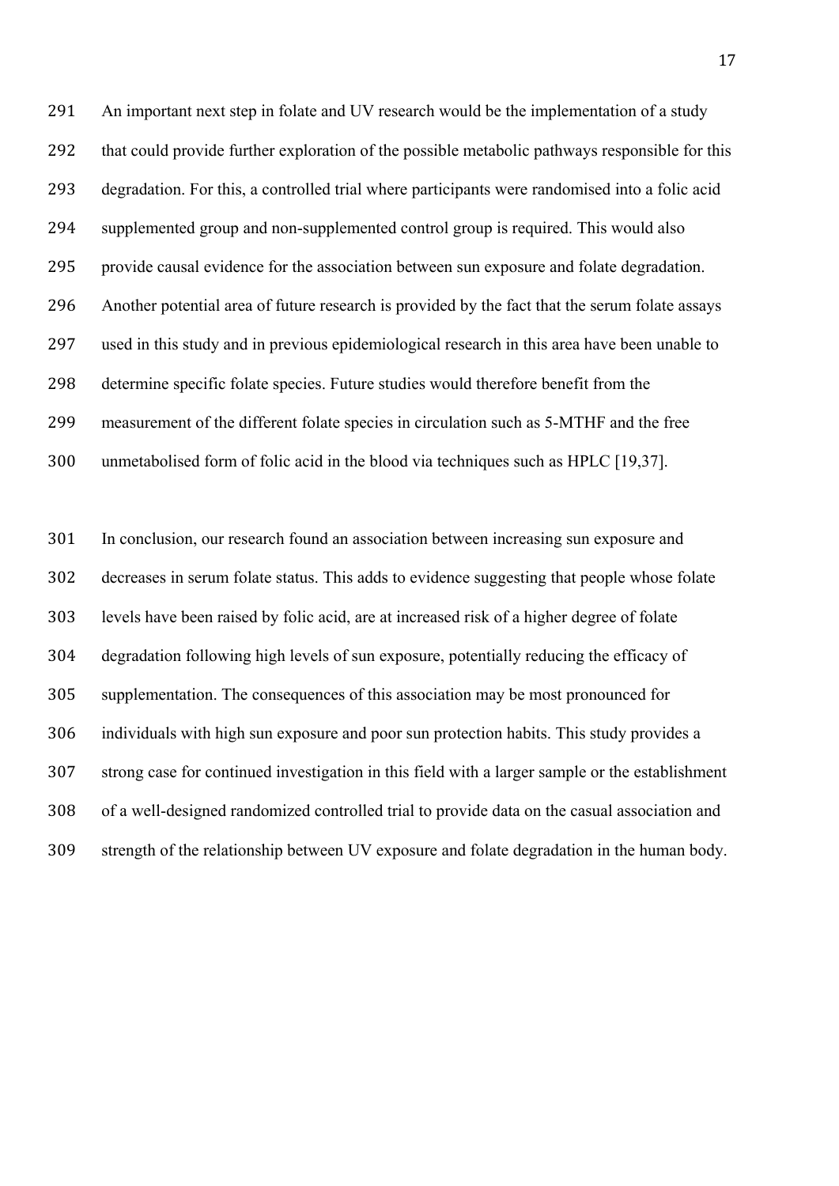An important next step in folate and UV research would be the implementation of a study that could provide further exploration of the possible metabolic pathways responsible for this degradation. For this, a controlled trial where participants were randomised into a folic acid supplemented group and non-supplemented control group is required. This would also provide causal evidence for the association between sun exposure and folate degradation. Another potential area of future research is provided by the fact that the serum folate assays used in this study and in previous epidemiological research in this area have been unable to determine specific folate species. Future studies would therefore benefit from the measurement of the different folate species in circulation such as 5-MTHF and the free unmetabolised form of folic acid in the blood via techniques such as HPLC [19,37].

In conclusion, our research found an association between increasing sun exposure and decreases in serum folate status. This adds to evidence suggesting that people whose folate levels have been raised by folic acid, are at increased risk of a higher degree of folate degradation following high levels of sun exposure, potentially reducing the efficacy of supplementation. The consequences of this association may be most pronounced for individuals with high sun exposure and poor sun protection habits. This study provides a strong case for continued investigation in this field with a larger sample or the establishment of a well-designed randomized controlled trial to provide data on the casual association and strength of the relationship between UV exposure and folate degradation in the human body.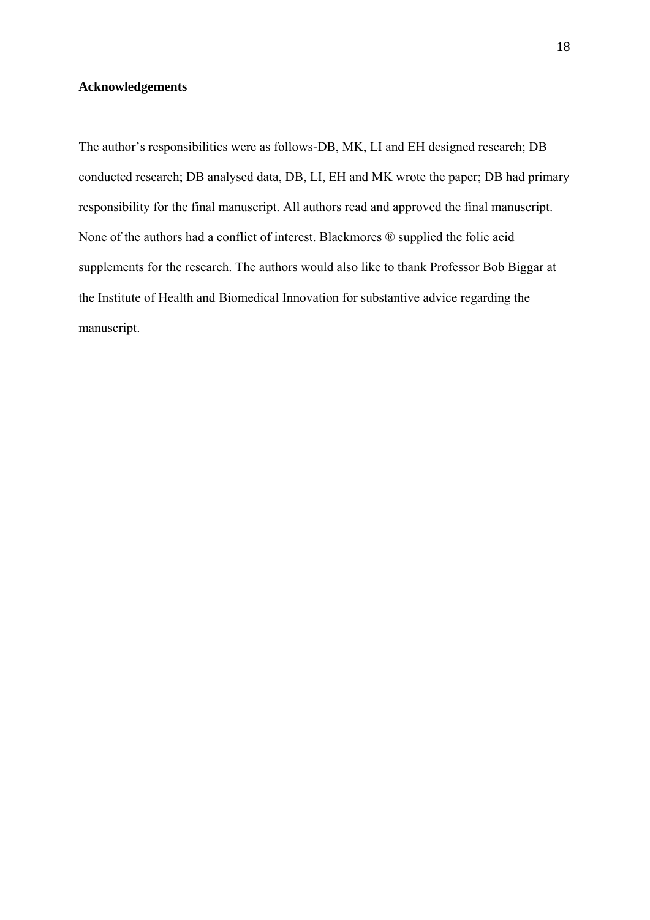**Acknowledgements**

The author's responsibilities were as follows-DB, MK, LI and EH designed research; DB conducted research; DB analysed data, DB, LI, EH and MK wrote the paper; DB had primary responsibility for the final manuscript. All authors read and approved the final manuscript. None of the authors had a conflict of interest. Blackmores ® supplied the folic acid supplements for the research. The authors would also like to thank Professor Bob Biggar at the Institute of Health and Biomedical Innovation for substantive advice regarding the manuscript.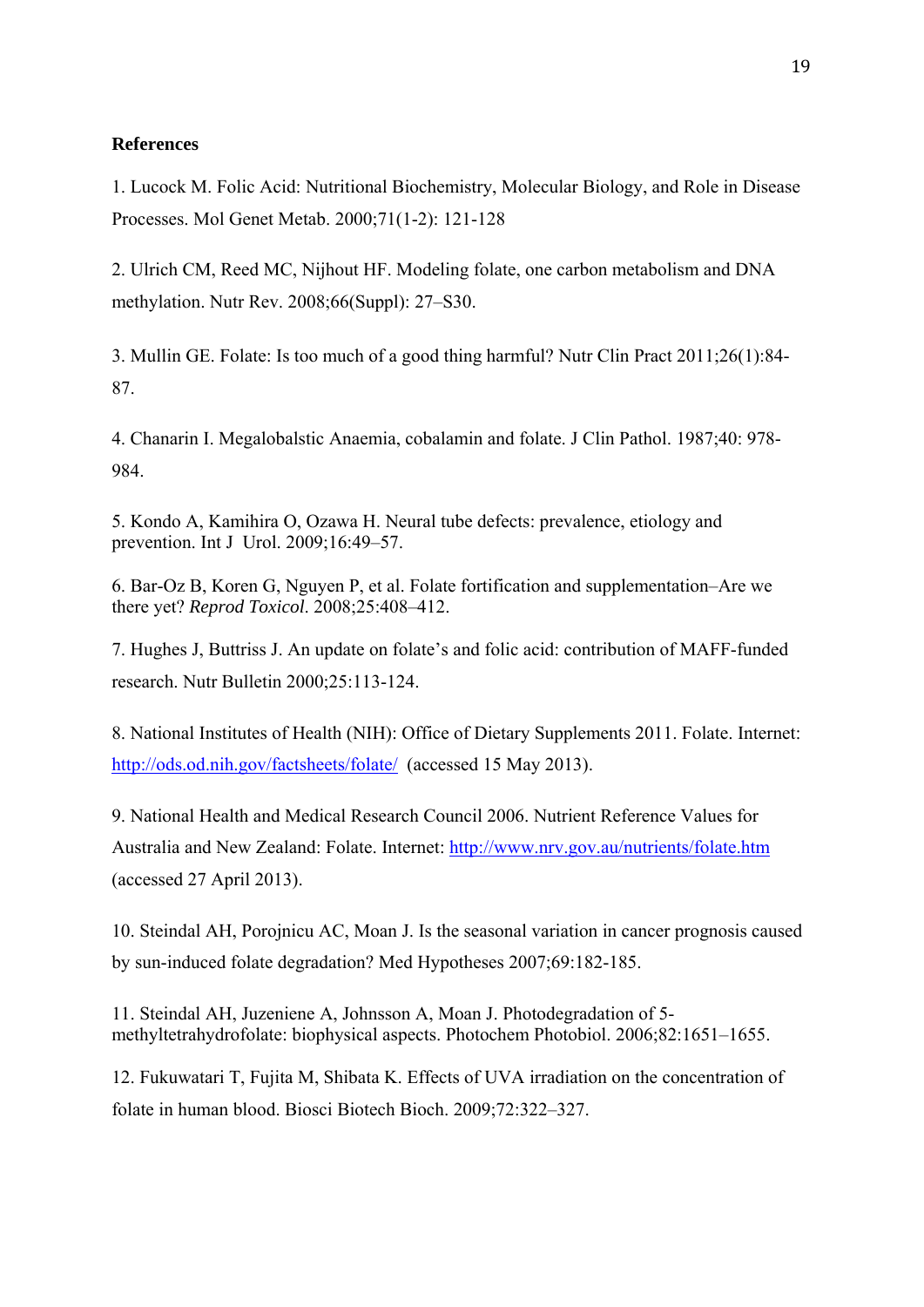**References**

1. Lucock M. Folic Acid: Nutritional Biochemistry, Molecular Biology, and Role in Disease Processes. Mol Genet Metab. 2000;71(1-2): 121-128

2. Ulrich CM, Reed MC, Nijhout HF. Modeling folate, one carbon metabolism and DNA methylation. Nutr Rev. 2008;66(Suppl): 27–S30.

3. Mullin GE. Folate: Is too much of a good thing harmful? Nutr Clin Pract 2011;26(1):84-87.

4. Chanarin I. Megalobalstic Anaemia, cobalamin and folate. J Clin Pathol. 1987;40: 978-984.

5. Kondo A, Kamihira O, Ozawa H. Neural tube defects: prevalence, etiology and prevention. Int J Urol. 2009;16:49–57.

6. Bar-Oz B, Koren G, Nguyen P, et al. Folate fortification and supplementation–Are we there yet? *Reprod Toxicol*. 2008;25:408–412.

7. Hughes J, Buttriss J. An update on folate's and folic acid: contribution of MAFF-funded research. Nutr Bulletin 2000;25:113-124.

8. National Institutes of Health (NIH): Office of Dietary Supplements 2011. Folate. Internet: http://ods.od.nih.gov/factsheets/folate/ (accessed 15 May 2013).

9. National Health and Medical Research Council 2006. Nutrient Reference Values for Australia and New Zealand: Folate. Internet: http://www.nrv.gov.au/nutrients/folate.htm (accessed 27 April 2013).

10. Steindal AH, Porojnicu AC, Moan J. Is the seasonal variation in cancer prognosis caused by sun-induced folate degradation? Med Hypotheses 2007;69:182-185.

11. Steindal AH, Juzeniene A, Johnsson A, Moan J. Photodegradation of 5-methyltetrahydrofolate: biophysical aspects. Photochem Photobiol. 2006;82:1651–1655.

12. Fukuwatari T, Fujita M, Shibata K. Effects of UVA irradiation on the concentration of folate in human blood. Biosci Biotech Bioch. 2009;72:322–327.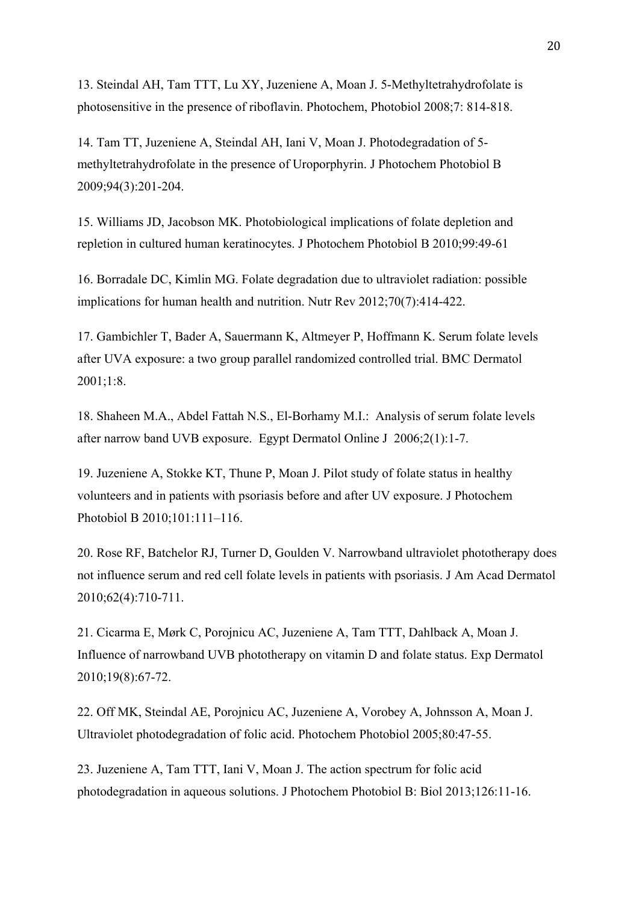13. Steindal AH, Tam TTT, Lu XY, Juzeniene A, Moan J. 5-Methyltetrahydrofolate is photosensitive in the presence of riboflavin. Photochem, Photobiol 2008;7: 814-818.

14. Tam TT, Juzeniene A, Steindal AH, Iani V, Moan J. Photodegradation of 5-methyltetrahydrofolate in the presence of Uroporphyrin. J Photochem Photobiol B 2009;94(3):201-204.

15. Williams JD, Jacobson MK. Photobiological implications of folate depletion and repletion in cultured human keratinocytes. J Photochem Photobiol B 2010;99:49-61

16. Borradale DC, Kimlin MG. Folate degradation due to ultraviolet radiation: possible implications for human health and nutrition. Nutr Rev 2012;70(7):414-422.

17. Gambichler T, Bader A, Sauermann K, Altmeyer P, Hoffmann K. Serum folate levels after UVA exposure: a two group parallel randomized controlled trial. BMC Dermatol 2001;1:8.

18. Shaheen M.A., Abdel Fattah N.S., El-Borhamy M.I.: Analysis of serum folate levels after narrow band UVB exposure. Egypt Dermatol Online J 2006;2(1):1-7.

19. Juzeniene A, Stokke KT, Thune P, Moan J. Pilot study of folate status in healthy volunteers and in patients with psoriasis before and after UV exposure. J Photochem Photobiol B 2010;101:111–116.

20. Rose RF, Batchelor RJ, Turner D, Goulden V. Narrowband ultraviolet phototherapy does not influence serum and red cell folate levels in patients with psoriasis. J Am Acad Dermatol 2010;62(4):710-711.

21. Cicarma E, Mørk C, Porojnicu AC, Juzeniene A, Tam TTT, Dahlback A, Moan J. Influence of narrowband UVB phototherapy on vitamin D and folate status. Exp Dermatol 2010;19(8):67-72.

22. Off MK, Steindal AE, Porojnicu AC, Juzeniene A, Vorobey A, Johnsson A, Moan J. Ultraviolet photodegradation of folic acid. Photochem Photobiol 2005;80:47-55.

23. Juzeniene A, Tam TTT, Iani V, Moan J. The action spectrum for folic acid photodegradation in aqueous solutions. J Photochem Photobiol B: Biol 2013;126:11-16.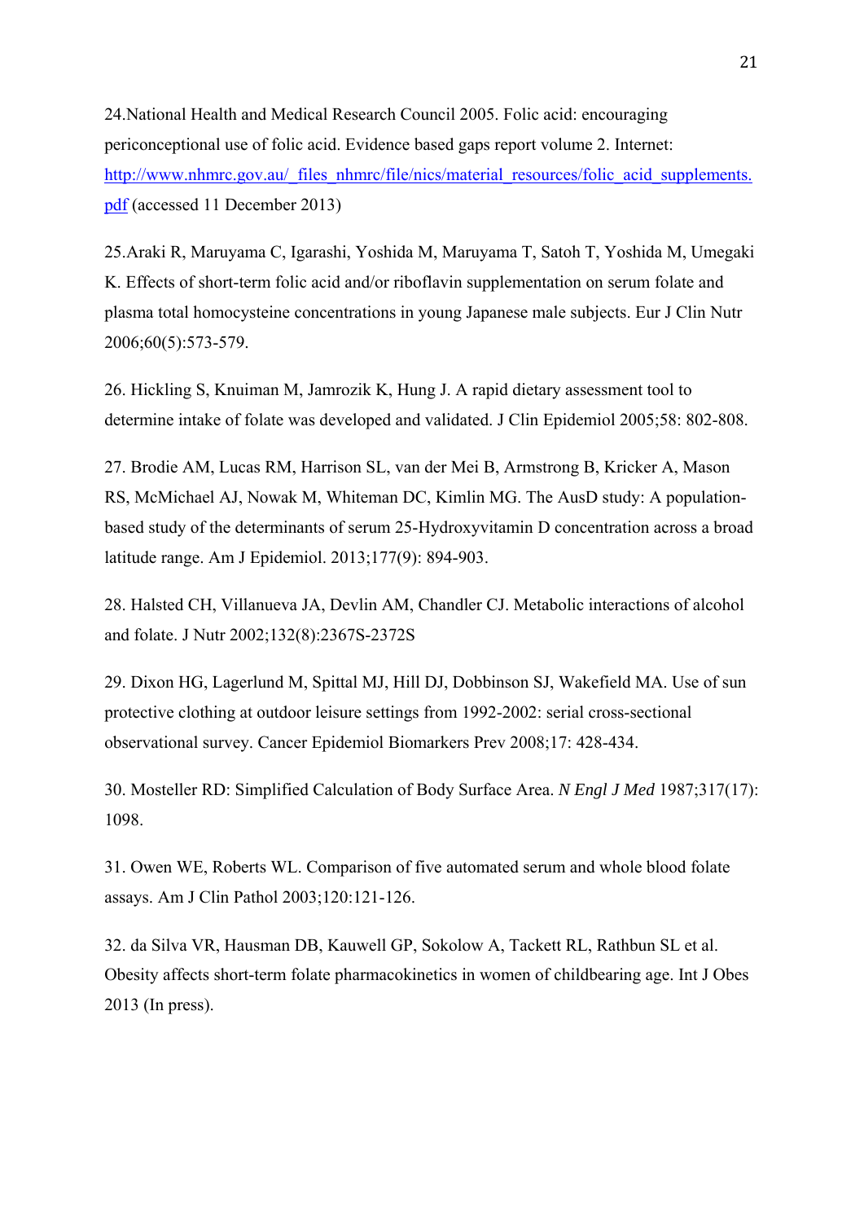24.National Health and Medical Research Council 2005. Folic acid: encouraging periconceptional use of folic acid. Evidence based gaps report volume 2. Internet: [http://www.nhmrc.gov.au/_files_nhmrc/file/nics/material_resources/folic_acid_supplements.pdf](http://www.nhmrc.gov.au/_files_nhmrc/file/nics/material_resources/folic_acid_supplements.pdf) (accessed 11 December 2013)

25.Araki R, Maruyama C, Igarashi, Yoshida M, Maruyama T, Satoh T, Yoshida M, Umegaki K. Effects of short-term folic acid and/or riboflavin supplementation on serum folate and plasma total homocysteine concentrations in young Japanese male subjects. Eur J Clin Nutr 2006;60(5):573-579.

26. Hickling S, Knuiman M, Jamrozik K, Hung J. A rapid dietary assessment tool to determine intake of folate was developed and validated. J Clin Epidemiol 2005;58: 802-808.

27. Brodie AM, Lucas RM, Harrison SL, van der Mei B, Armstrong B, Kricker A, Mason RS, McMichael AJ, Nowak M, Whiteman DC, Kimlin MG. The AusD study: A population-based study of the determinants of serum 25-Hydroxyvitamin D concentration across a broad latitude range. Am J Epidemiol. 2013;177(9): 894-903.

28. Halsted CH, Villanueva JA, Devlin AM, Chandler CJ. Metabolic interactions of alcohol and folate. J Nutr 2002;132(8):2367S-2372S

29. Dixon HG, Lagerlund M, Spittal MJ, Hill DJ, Dobbinson SJ, Wakefield MA. Use of sun protective clothing at outdoor leisure settings from 1992-2002: serial cross-sectional observational survey. Cancer Epidemiol Biomarkers Prev 2008;17: 428-434.

30. Mosteller RD: Simplified Calculation of Body Surface Area. *N Engl J Med* 1987;317(17): 1098.

31. Owen WE, Roberts WL. Comparison of five automated serum and whole blood folate assays. Am J Clin Pathol 2003;120:121-126.

32. da Silva VR, Hausman DB, Kauwell GP, Sokolow A, Tackett RL, Rathbun SL et al. Obesity affects short-term folate pharmacokinetics in women of childbearing age. Int J Obes 2013 (In press).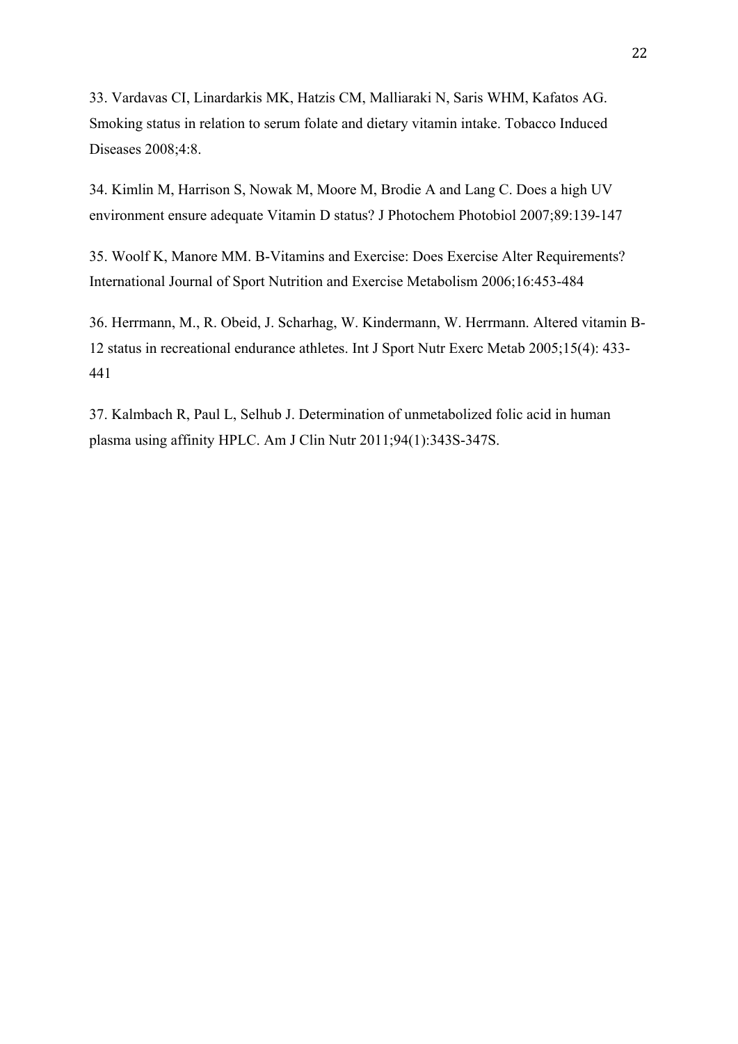33. Vardavas CI, Linardarkis MK, Hatzis CM, Malliaraki N, Saris WHM, Kafatos AG. Smoking status in relation to serum folate and dietary vitamin intake. Tobacco Induced Diseases 2008;4:8.

34. Kimlin M, Harrison S, Nowak M, Moore M, Brodie A and Lang C. Does a high UV environment ensure adequate Vitamin D status? J Photochem Photobiol 2007;89:139-147

35. Woolf K, Manore MM. B-Vitamins and Exercise: Does Exercise Alter Requirements? International Journal of Sport Nutrition and Exercise Metabolism 2006;16:453-484

36. Herrmann, M., R. Obeid, J. Scharhag, W. Kindermann, W. Herrmann. Altered vitamin B-12 status in recreational endurance athletes. Int J Sport Nutr Exerc Metab 2005;15(4): 433-441

37. Kalmbach R, Paul L, Selhub J. Determination of unmetabolized folic acid in human plasma using affinity HPLC. Am J Clin Nutr 2011;94(1):343S-347S.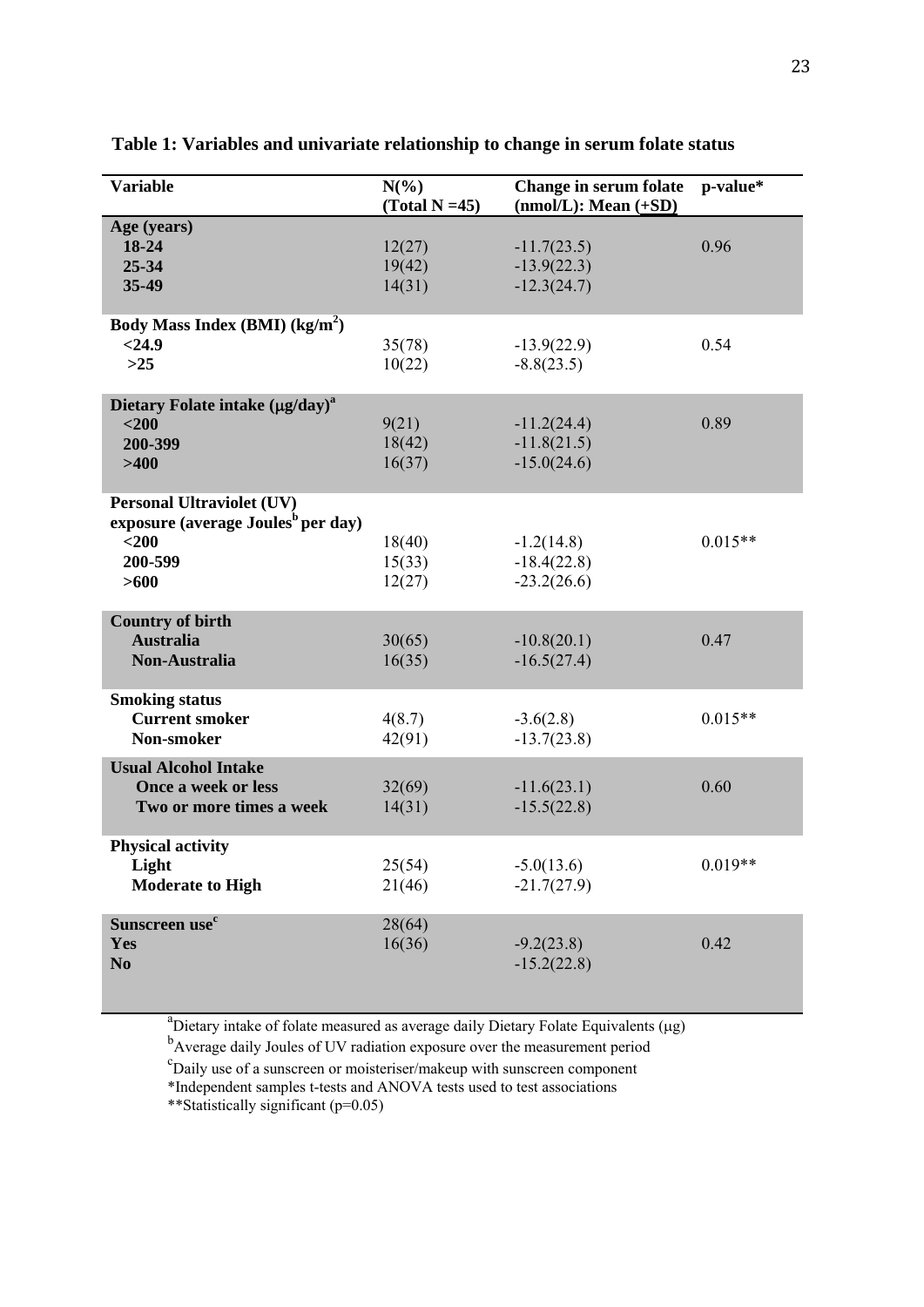**Table 1: Variables and univariate relationship to change in serum folate status**

| Variable | N(%) (Total N =45) | Change in serum folate (nmol/L): Mean (+SD) | p-value* |
|---|---|---|---|
| **Age (years)** | | | |
| **18-24** | 12(27) | -11.7(23.5) | 0.96 |
| **25-34** | 19(42) | -13.9(22.3) | |
| **35-49** | 14(31) | -12.3(24.7) | |
| **Body Mass Index (BMI) (kg/m²)** | | | |
| **<24.9** | 35(78) | -13.9(22.9) | 0.54 |
| **>25** | 10(22) | -8.8(23.5) | |
| **Dietary Folate intake (μg/day)[a]** | | | |
| **<200** | 9(21) | -11.2(24.4) | 0.89 |
| **200-399** | 18(42) | -11.8(21.5) | |
| **>400** | 16(37) | -15.0(24.6) | |
| **Personal Ultraviolet (UV) exposure (average Joules[b] per day)** | | | |
| **<200** | 18(40) | -1.2(14.8) | 0.015** |
| **200-599** | 15(33) | -18.4(22.8) | |
| **>600** | 12(27) | -23.2(26.6) | |
| **Country of birth** | | | |
| **Australia** | 30(65) | -10.8(20.1) | 0.47 |
| **Non-Australia** | 16(35) | -16.5(27.4) | |
| **Smoking status** | | | |
| **Current smoker** | 4(8.7) | -3.6(2.8) | 0.015** |
| **Non-smoker** | 42(91) | -13.7(23.8) | |
| **Usual Alcohol Intake** | | | |
| **Once a week or less** | 32(69) | -11.6(23.1) | 0.60 |
| **Two or more times a week** | 14(31) | -15.5(22.8) | |
| **Physical activity** | | | |
| **Light** | 25(54) | -5.0(13.6) | 0.019** |
| **Moderate to High** | 21(46) | -21.7(27.9) | |
| **Sunscreen use[c]** | 28(64) | | |
| **Yes** | 16(36) | -9.2(23.8) | 0.42 |
| **No** | | -15.2(22.8) | |

[a]Dietary intake of folate measured as average daily Dietary Folate Equivalents (μg)

[b]Average daily Joules of UV radiation exposure over the measurement period

[c]Daily use of a sunscreen or moisteriser/makeup with sunscreen component

*Independent samples t-tests and ANOVA tests used to test associations

**Statistically significant (p=0.05)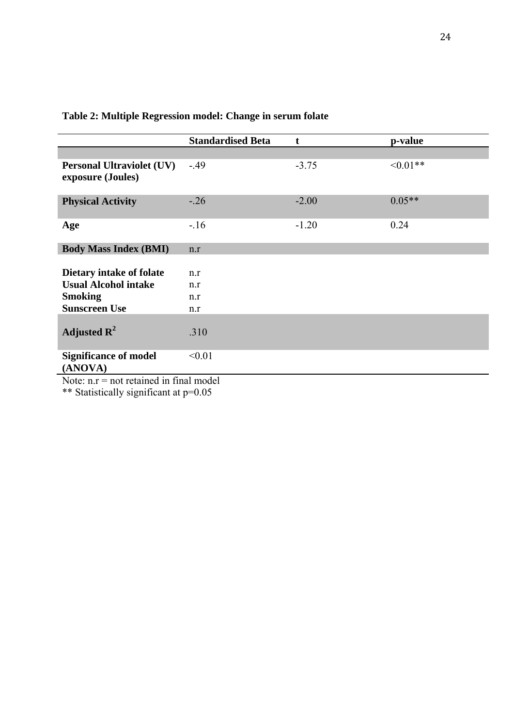**Table 2: Multiple Regression model: Change in serum folate**

| | Standardised Beta | t | p-value |
|---|---|---|---|
| **Personal Ultraviolet (UV) exposure (Joules)** | -.49 | -3.75 | <0.01** |
| **Physical Activity** | -.26 | -2.00 | 0.05** |
| **Age** | -.16 | -1.20 | 0.24 |
| **Body Mass Index (BMI)** | n.r | | |
| **Dietary intake of folate** | n.r | | |
| **Usual Alcohol intake** | n.r | | |
| **Smoking** | n.r | | |
| **Sunscreen Use** | n.r | | |
| **Adjusted $R^2$** | .310 | | |
| **Significance of model (ANOVA)** | <0.01 | | |

Note: n.r = not retained in final model

** Statistically significant at p=0.05